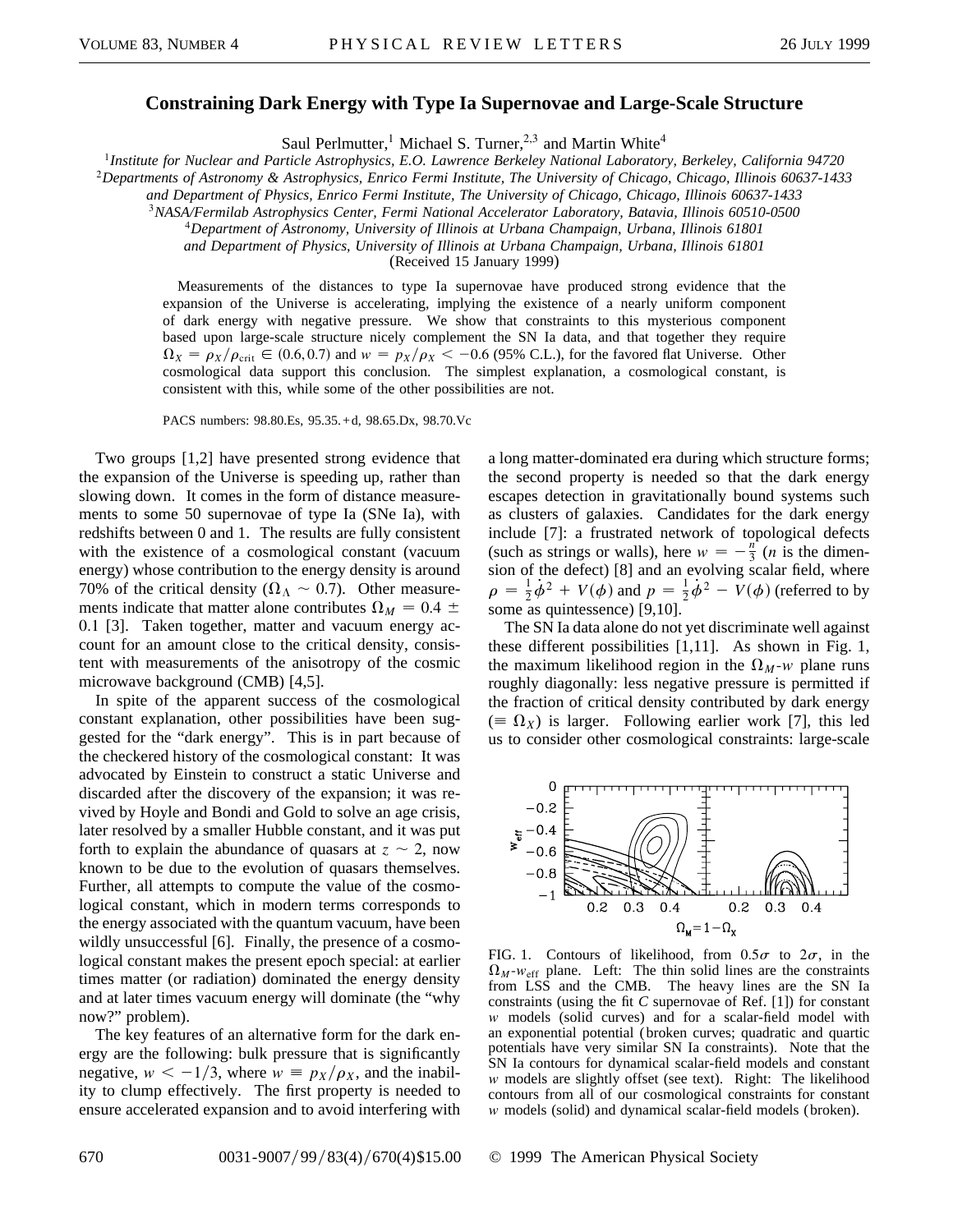# Constraining Dark Energy with Type Ia Supernovae and Large-Scale Structure

Saul Perlmutter,[1] Michael S. Turner,[2,3] and Martin White[4]

[1] *Institute for Nuclear and Particle Astrophysics, E.O. Lawrence Berkeley National Laboratory, Berkeley, California 94720*
[2] *Departments of Astronomy & Astrophysics, Enrico Fermi Institute, The University of Chicago, Chicago, Illinois 60637-1433 and Department of Physics, Enrico Fermi Institute, The University of Chicago, Chicago, Illinois 60637-1433*
[3] *NASA/Fermilab Astrophysics Center, Fermi National Accelerator Laboratory, Batavia, Illinois 60510-0500*
[4] *Department of Astronomy, University of Illinois at Urbana Champaign, Urbana, Illinois 61801 and Department of Physics, University of Illinois at Urbana Champaign, Urbana, Illinois 61801*

(Received 15 January 1999)

Measurements of the distances to type Ia supernovae have produced strong evidence that the expansion of the Universe is accelerating, implying the existence of a nearly uniform component of dark energy with negative pressure. We show that constraints to this mysterious component based upon large-scale structure nicely complement the SN Ia data, and that together they require $\Omega_X = \rho_X/\rho_{\rm crit} \in (0.6, 0.7)$ and $w = p_X/\rho_X < -0.6$ (95% C.L.), for the favored flat Universe. Other cosmological data support this conclusion. The simplest explanation, a cosmological constant, is consistent with this, while some of the other possibilities are not.

PACS numbers: 98.80.Es, 95.35.+d, 98.65.Dx, 98.70.Vc

Two groups [1,2] have presented strong evidence that the expansion of the Universe is speeding up, rather than slowing down. It comes in the form of distance measurements to some 50 supernovae of type Ia (SNe Ia), with redshifts between 0 and 1. The results are fully consistent with the existence of a cosmological constant (vacuum energy) whose contribution to the energy density is around 70% of the critical density ($\Omega_\Lambda \sim 0.7$). Other measurements indicate that matter alone contributes $\Omega_M = 0.4 \pm 0.1$ [3]. Taken together, matter and vacuum energy account for an amount close to the critical density, consistent with measurements of the anisotropy of the cosmic microwave background (CMB) [4,5].

In spite of the apparent success of the cosmological constant explanation, other possibilities have been suggested for the "dark energy". This is in part because of the checkered history of the cosmological constant: It was advocated by Einstein to construct a static Universe and discarded after the discovery of the expansion; it was revived by Hoyle and Bondi and Gold to solve an age crisis, later resolved by a smaller Hubble constant, and it was put forth to explain the abundance of quasars at $z \sim 2$, now known to be due to the evolution of quasars themselves. Further, all attempts to compute the value of the cosmological constant, which in modern terms corresponds to the energy associated with the quantum vacuum, have been wildly unsuccessful [6]. Finally, the presence of a cosmological constant makes the present epoch special: at earlier times matter (or radiation) dominated the energy density and at later times vacuum energy will dominate (the "why now?" problem).

The key features of an alternative form for the dark energy are the following: bulk pressure that is significantly negative, $w < -1/3$, where $w \equiv p_X/\rho_X$, and the inability to clump effectively. The first property is needed to ensure accelerated expansion and to avoid interfering with a long matter-dominated era during which structure forms; the second property is needed so that the dark energy escapes detection in gravitationally bound systems such as clusters of galaxies. Candidates for the dark energy include [7]: a frustrated network of topological defects (such as strings or walls), here $w = -\frac{n}{3}$ ($n$ is the dimension of the defect) [8] and an evolving scalar field, where $\rho = \frac{1}{2}\dot{\phi}^2 + V(\phi)$ and $p = \frac{1}{2}\dot{\phi}^2 - V(\phi)$ (referred to by some as quintessence) [9,10].

The SN Ia data alone do not yet discriminate well against these different possibilities [1,11]. As shown in Fig. 1, the maximum likelihood region in the $\Omega_M$-$w$ plane runs roughly diagonally: less negative pressure is permitted if the fraction of critical density contributed by dark energy ($\equiv \Omega_X$) is larger. Following earlier work [7], this led us to consider other cosmological constraints: large-scale

FIG. 1. Contours of likelihood, from $0.5\sigma$ to $2\sigma$, in the $\Omega_M$-$w_{\rm eff}$ plane. Left: The thin solid lines are the constraints from LSS and the CMB. The heavy lines are the SN Ia constraints (using the fit *C* supernovae of Ref. [1]) for constant $w$ models (solid curves) and for a scalar-field model with an exponential potential (broken curves; quadratic and quartic potentials have very similar SN Ia constraints). Note that the SN Ia contours for dynamical scalar-field models and constant $w$ models are slightly offset (see text). Right: The likelihood contours from all of our cosmological constraints for constant $w$ models (solid) and dynamical scalar-field models (broken).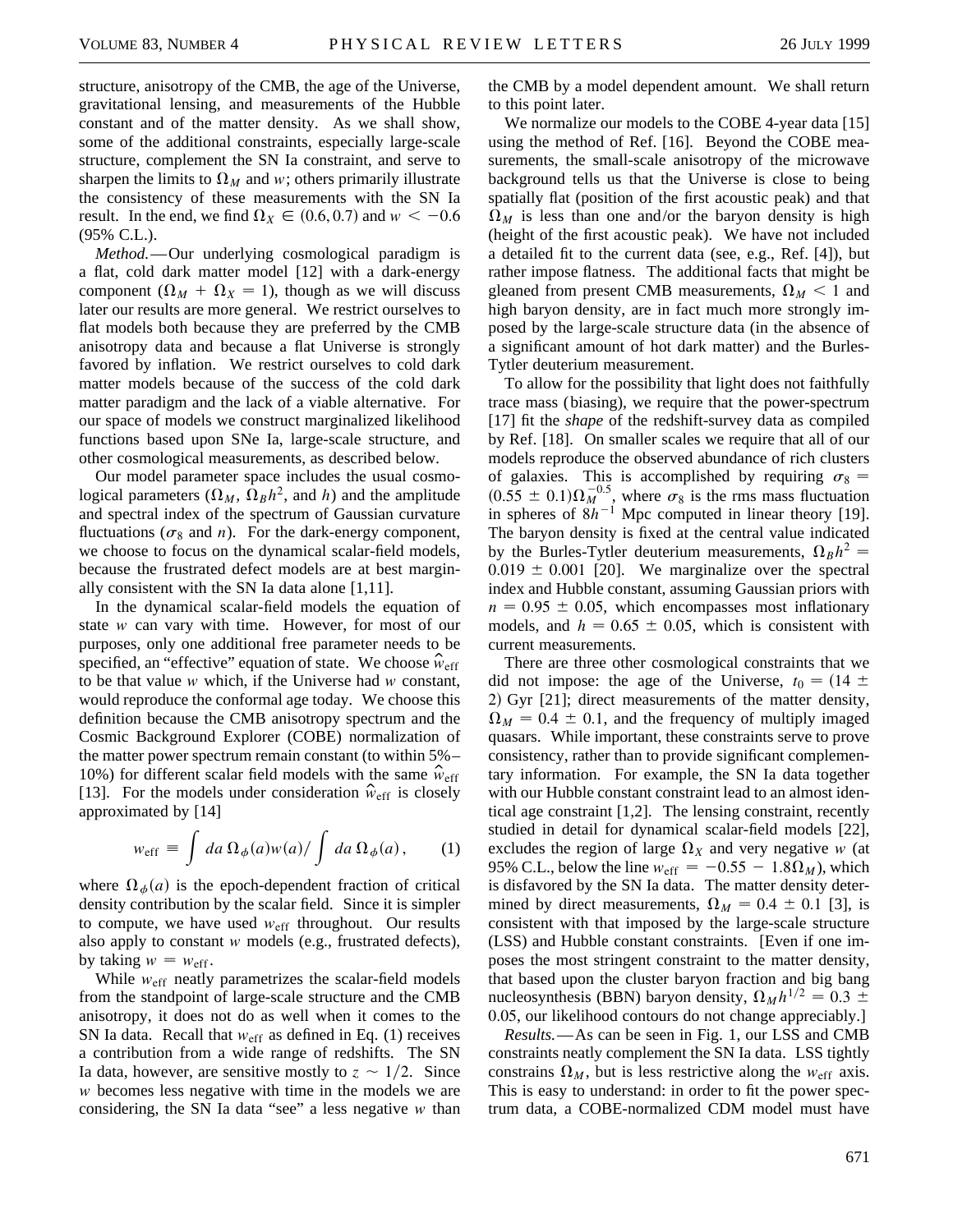structure, anisotropy of the CMB, the age of the Universe, gravitational lensing, and measurements of the Hubble constant and of the matter density. As we shall show, some of the additional constraints, especially large-scale structure, complement the SN Ia constraint, and serve to sharpen the limits to $\Omega_M$ and $w$; others primarily illustrate the consistency of these measurements with the SN Ia result. In the end, we find $\Omega_X \in (0.6, 0.7)$ and $w < -0.6$ (95% C.L.).

*Method.*—Our underlying cosmological paradigm is a flat, cold dark matter model [12] with a dark-energy component ($\Omega_M + \Omega_X = 1$), though as we will discuss later our results are more general. We restrict ourselves to flat models both because they are preferred by the CMB anisotropy data and because a flat Universe is strongly favored by inflation. We restrict ourselves to cold dark matter models because of the success of the cold dark matter paradigm and the lack of a viable alternative. For our space of models we construct marginalized likelihood functions based upon SNe Ia, large-scale structure, and other cosmological measurements, as described below.

Our model parameter space includes the usual cosmological parameters ($\Omega_M$, $\Omega_B h^2$, and $h$) and the amplitude and spectral index of the spectrum of Gaussian curvature fluctuations ($\sigma_8$ and $n$). For the dark-energy component, we choose to focus on the dynamical scalar-field models, because the frustrated defect models are at best marginally consistent with the SN Ia data alone [1,11].

In the dynamical scalar-field models the equation of state $w$ can vary with time. However, for most of our purposes, only one additional free parameter needs to be specified, an "effective" equation of state. We choose $\hat{w}_{\text{eff}}$ to be that value $w$ which, if the Universe had $w$ constant, would reproduce the conformal age today. We choose this definition because the CMB anisotropy spectrum and the Cosmic Background Explorer (COBE) normalization of the matter power spectrum remain constant (to within 5%–10%) for different scalar field models with the same $\hat{w}_{\text{eff}}$ [13]. For the models under consideration $\hat{w}_{\text{eff}}$ is closely approximated by [14]

$$w_{\text{eff}} \equiv \int da\, \Omega_\phi(a) w(a) \Big/ \int da\, \Omega_\phi(a), \qquad (1)$$

where $\Omega_\phi(a)$ is the epoch-dependent fraction of critical density contribution by the scalar field. Since it is simpler to compute, we have used $w_{\text{eff}}$ throughout. Our results also apply to constant $w$ models (e.g., frustrated defects), by taking $w = w_{\text{eff}}$.

While $w_{\text{eff}}$ neatly parametrizes the scalar-field models from the standpoint of large-scale structure and the CMB anisotropy, it does not do as well when it comes to the SN Ia data. Recall that $w_{\text{eff}}$ as defined in Eq. (1) receives a contribution from a wide range of redshifts. The SN Ia data, however, are sensitive mostly to $z \sim 1/2$. Since $w$ becomes less negative with time in the models we are considering, the SN Ia data "see" a less negative $w$ than the CMB by a model dependent amount. We shall return to this point later.

We normalize our models to the COBE 4-year data [15] using the method of Ref. [16]. Beyond the COBE measurements, the small-scale anisotropy of the microwave background tells us that the Universe is close to being spatially flat (position of the first acoustic peak) and that $\Omega_M$ is less than one and/or the baryon density is high (height of the first acoustic peak). We have not included a detailed fit to the current data (see, e.g., Ref. [4]), but rather impose flatness. The additional facts that might be gleaned from present CMB measurements, $\Omega_M < 1$ and high baryon density, are in fact much more strongly imposed by the large-scale structure data (in the absence of a significant amount of hot dark matter) and the Burles-Tytler deuterium measurement.

To allow for the possibility that light does not faithfully trace mass (biasing), we require that the power-spectrum [17] fit the *shape* of the redshift-survey data as compiled by Ref. [18]. On smaller scales we require that all of our models reproduce the observed abundance of rich clusters of galaxies. This is accomplished by requiring $\sigma_8 = (0.55 \pm 0.1)\Omega_M^{-0.5}$, where $\sigma_8$ is the rms mass fluctuation in spheres of $8h^{-1}$ Mpc computed in linear theory [19]. The baryon density is fixed at the central value indicated by the Burles-Tytler deuterium measurements, $\Omega_B h^2 = 0.019 \pm 0.001$ [20]. We marginalize over the spectral index and Hubble constant, assuming Gaussian priors with $n = 0.95 \pm 0.05$, which encompasses most inflationary models, and $h = 0.65 \pm 0.05$, which is consistent with current measurements.

There are three other cosmological constraints that we did not impose: the age of the Universe, $t_0 = (14 \pm 2)$ Gyr [21]; direct measurements of the matter density, $\Omega_M = 0.4 \pm 0.1$, and the frequency of multiply imaged quasars. While important, these constraints serve to prove consistency, rather than to provide significant complementary information. For example, the SN Ia data together with our Hubble constant constraint lead to an almost identical age constraint [1,2]. The lensing constraint, recently studied in detail for dynamical scalar-field models [22], excludes the region of large $\Omega_X$ and very negative $w$ (at 95% C.L., below the line $w_{\text{eff}} = -0.55 - 1.8\Omega_M$), which is disfavored by the SN Ia data. The matter density determined by direct measurements, $\Omega_M = 0.4 \pm 0.1$ [3], is consistent with that imposed by the large-scale structure (LSS) and Hubble constant constraints. [Even if one imposes the most stringent constraint to the matter density, that based upon the cluster baryon fraction and big bang nucleosynthesis (BBN) baryon density, $\Omega_M h^{1/2} = 0.3 \pm 0.05$, our likelihood contours do not change appreciably.]

*Results.*—As can be seen in Fig. 1, our LSS and CMB constraints neatly complement the SN Ia data. LSS tightly constrains $\Omega_M$, but is less restrictive along the $w_{\text{eff}}$ axis. This is easy to understand: in order to fit the power spectrum data, a COBE-normalized CDM model must have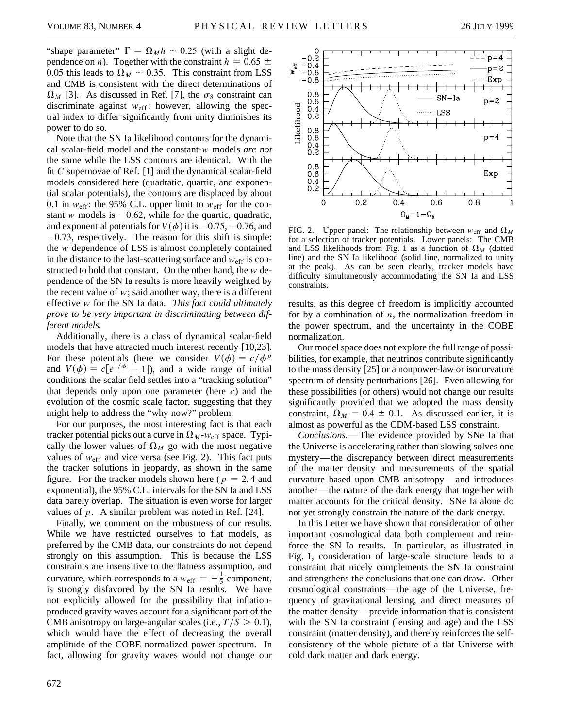"shape parameter" $\Gamma = \Omega_M h \sim 0.25$ (with a slight dependence on $n$). Together with the constraint $h = 0.65 \pm 0.05$ this leads to $\Omega_M \sim 0.35$. This constraint from LSS and CMB is consistent with the direct determinations of $\Omega_M$ [3]. As discussed in Ref. [7], the $\sigma_8$ constraint can discriminate against $w_{\rm eff}$; however, allowing the spectral index to differ significantly from unity diminishes its power to do so.

Note that the SN Ia likelihood contours for the dynamical scalar-field model and the constant-$w$ models *are not* the same while the LSS contours are identical. With the fit *C* supernovae of Ref. [1] and the dynamical scalar-field models considered here (quadratic, quartic, and exponential scalar potentials), the contours are displaced by about 0.1 in $w_{\rm eff}$: the 95% C.L. upper limit to $w_{\rm eff}$ for the constant $w$ models is $-0.62$, while for the quartic, quadratic, and exponential potentials for $V(\phi)$ it is $-0.75$, $-0.76$, and $-0.73$, respectively. The reason for this shift is simple: the $w$ dependence of LSS is almost completely contained in the distance to the last-scattering surface and $w_{\rm eff}$ is constructed to hold that constant. On the other hand, the $w$ dependence of the SN Ia results is more heavily weighted by the recent value of $w$; said another way, there is a different effective $w$ for the SN Ia data. *This fact could ultimately prove to be very important in discriminating between different models.*

Additionally, there is a class of dynamical scalar-field models that have attracted much interest recently [10,23]. For these potentials (here we consider $V(\phi) = c/\phi^p$ and $V(\phi) = c[e^{1/\phi} - 1]$), and a wide range of initial conditions the scalar field settles into a "tracking solution" that depends only upon one parameter (here $c$) and the evolution of the cosmic scale factor, suggesting that they might help to address the "why now?" problem.

For our purposes, the most interesting fact is that each tracker potential picks out a curve in $\Omega_M$-$w_{\rm eff}$ space. Typically the lower values of $\Omega_M$ go with the most negative values of $w_{\rm eff}$ and vice versa (see Fig. 2). This fact puts the tracker solutions in jeopardy, as shown in the same figure. For the tracker models shown here ($p = 2, 4$ and exponential), the 95% C.L. intervals for the SN Ia and LSS data barely overlap. The situation is even worse for larger values of $p$. A similar problem was noted in Ref. [24].

Finally, we comment on the robustness of our results. While we have restricted ourselves to flat models, as preferred by the CMB data, our constraints do not depend strongly on this assumption. This is because the LSS constraints are insensitive to the flatness assumption, and curvature, which corresponds to a $w_{\rm eff} = -\frac{1}{3}$ component, is strongly disfavored by the SN Ia results. We have not explicitly allowed for the possibility that inflation-produced gravity waves account for a significant part of the CMB anisotropy on large-angular scales (i.e., $T/S > 0.1$), which would have the effect of decreasing the overall amplitude of the COBE normalized power spectrum. In fact, allowing for gravity waves would not change our results, as this degree of freedom is implicitly accounted for by a combination of $n$, the normalization freedom in the power spectrum, and the uncertainty in the COBE normalization.

FIG. 2. Upper panel: The relationship between $w_{\rm eff}$ and $\Omega_M$ for a selection of tracker potentials. Lower panels: The CMB and LSS likelihoods from Fig. 1 as a function of $\Omega_M$ (dotted line) and the SN Ia likelihood (solid line, normalized to unity at the peak). As can be seen clearly, tracker models have difficulty simultaneously accommodating the SN Ia and LSS constraints.

Our model space does not explore the full range of possibilities, for example, that neutrinos contribute significantly to the mass density [25] or a nonpower-law or isocurvature spectrum of density perturbations [26]. Even allowing for these possibilities (or others) would not change our results significantly provided that we adopted the mass density constraint, $\Omega_M = 0.4 \pm 0.1$. As discussed earlier, it is almost as powerful as the CDM-based LSS constraint.

*Conclusions.*—The evidence provided by SNe Ia that the Universe is accelerating rather than slowing solves one mystery—the discrepancy between direct measurements of the matter density and measurements of the spatial curvature based upon CMB anisotropy—and introduces another—the nature of the dark energy that together with matter accounts for the critical density. SNe Ia alone do not yet strongly constrain the nature of the dark energy.

In this Letter we have shown that consideration of other important cosmological data both complement and reinforce the SN Ia results. In particular, as illustrated in Fig. 1, consideration of large-scale structure leads to a constraint that nicely complements the SN Ia constraint and strengthens the conclusions that one can draw. Other cosmological constraints—the age of the Universe, frequency of gravitational lensing, and direct measures of the matter density—provide information that is consistent with the SN Ia constraint (lensing and age) and the LSS constraint (matter density), and thereby reinforces the self-consistency of the whole picture of a flat Universe with cold dark matter and dark energy.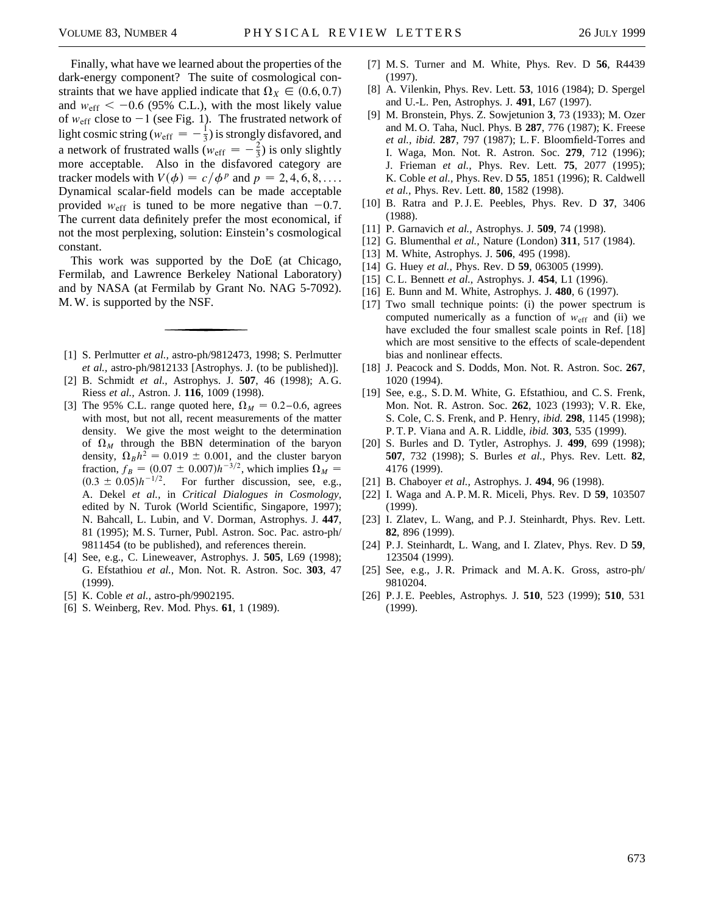Finally, what have we learned about the properties of the dark-energy component? The suite of cosmological constraints that we have applied indicate that $\Omega_X \in (0.6, 0.7)$ and $w_{\rm eff} < -0.6$ (95% C.L.), with the most likely value of $w_{\rm eff}$ close to $-1$ (see Fig. 1). The frustrated network of light cosmic string ($w_{\rm eff} = -\frac{1}{3}$) is strongly disfavored, and a network of frustrated walls ($w_{\rm eff} = -\frac{2}{3}$) is only slightly more acceptable. Also in the disfavored category are tracker models with $V(\phi) = c/\phi^p$ and $p = 2, 4, 6, 8, \ldots$. Dynamical scalar-field models can be made acceptable provided $w_{\rm eff}$ is tuned to be more negative than $-0.7$. The current data definitely prefer the most economical, if not the most perplexing, solution: Einstein's cosmological constant.

This work was supported by the DoE (at Chicago, Fermilab, and Lawrence Berkeley National Laboratory) and by NASA (at Fermilab by Grant No. NAG 5-7092). M. W. is supported by the NSF.

---

[1] S. Perlmutter *et al.*, astro-ph/9812473, 1998; S. Perlmutter *et al.*, astro-ph/9812133 [Astrophys. J. (to be published)].

[2] B. Schmidt *et al.*, Astrophys. J. **507**, 46 (1998); A. G. Riess *et al.*, Astron. J. **116**, 1009 (1998).

[3] The 95% C.L. range quoted here, $\Omega_M = 0.2$–$0.6$, agrees with most, but not all, recent measurements of the matter density. We give the most weight to the determination of $\Omega_M$ through the BBN determination of the baryon density, $\Omega_B h^2 = 0.019 \pm 0.001$, and the cluster baryon fraction, $f_B = (0.07 \pm 0.007)h^{-3/2}$, which implies $\Omega_M = (0.3 \pm 0.05)h^{-1/2}$. For further discussion, see, e.g., A. Dekel *et al.*, in *Critical Dialogues in Cosmology*, edited by N. Turok (World Scientific, Singapore, 1997); N. Bahcall, L. Lubin, and V. Dorman, Astrophys. J. **447**, 81 (1995); M. S. Turner, Publ. Astron. Soc. Pac. astro-ph/9811454 (to be published), and references therein.

[4] See, e.g., C. Lineweaver, Astrophys. J. **505**, L69 (1998); G. Efstathiou *et al.*, Mon. Not. R. Astron. Soc. **303**, 47 (1999).

[5] K. Coble *et al.*, astro-ph/9902195.

[6] S. Weinberg, Rev. Mod. Phys. **61**, 1 (1989).

[7] M. S. Turner and M. White, Phys. Rev. D **56**, R4439 (1997).

[8] A. Vilenkin, Phys. Rev. Lett. **53**, 1016 (1984); D. Spergel and U.-L. Pen, Astrophys. J. **491**, L67 (1997).

[9] M. Bronstein, Phys. Z. Sowjetunion **3**, 73 (1933); M. Ozer and M. O. Taha, Nucl. Phys. B **287**, 776 (1987); K. Freese *et al.*, *ibid.* **287**, 797 (1987); L. F. Bloomfield-Torres and I. Waga, Mon. Not. R. Astron. Soc. **279**, 712 (1996); J. Frieman *et al.*, Phys. Rev. Lett. **75**, 2077 (1995); K. Coble *et al.*, Phys. Rev. D **55**, 1851 (1996); R. Caldwell *et al.*, Phys. Rev. Lett. **80**, 1582 (1998).

[10] B. Ratra and P. J. E. Peebles, Phys. Rev. D **37**, 3406 (1988).

[11] P. Garnavich *et al.*, Astrophys. J. **509**, 74 (1998).

[12] G. Blumenthal *et al.*, Nature (London) **311**, 517 (1984).

[13] M. White, Astrophys. J. **506**, 495 (1998).

[14] G. Huey *et al.*, Phys. Rev. D **59**, 063005 (1999).

[15] C. L. Bennett *et al.*, Astrophys. J. **454**, L1 (1996).

[16] E. Bunn and M. White, Astrophys. J. **480**, 6 (1997).

[17] Two small technique points: (i) the power spectrum is computed numerically as a function of $w_{\rm eff}$ and (ii) we have excluded the four smallest scale points in Ref. [18] which are most sensitive to the effects of scale-dependent bias and nonlinear effects.

[18] J. Peacock and S. Dodds, Mon. Not. R. Astron. Soc. **267**, 1020 (1994).

[19] See, e.g., S. D. M. White, G. Efstathiou, and C. S. Frenk, Mon. Not. R. Astron. Soc. **262**, 1023 (1993); V. R. Eke, S. Cole, C. S. Frenk, and P. Henry, *ibid.* **298**, 1145 (1998); P. T. P. Viana and A. R. Liddle, *ibid.* **303**, 535 (1999).

[20] S. Burles and D. Tytler, Astrophys. J. **499**, 699 (1998); **507**, 732 (1998); S. Burles *et al.*, Phys. Rev. Lett. **82**, 4176 (1999).

[21] B. Chaboyer *et al.*, Astrophys. J. **494**, 96 (1998).

[22] I. Waga and A. P. M. R. Miceli, Phys. Rev. D **59**, 103507 (1999).

[23] I. Zlatev, L. Wang, and P. J. Steinhardt, Phys. Rev. Lett. **82**, 896 (1999).

[24] P. J. Steinhardt, L. Wang, and I. Zlatev, Phys. Rev. D **59**, 123504 (1999).

[25] See, e.g., J. R. Primack and M. A. K. Gross, astro-ph/9810204.

[26] P. J. E. Peebles, Astrophys. J. **510**, 523 (1999); **510**, 531 (1999).